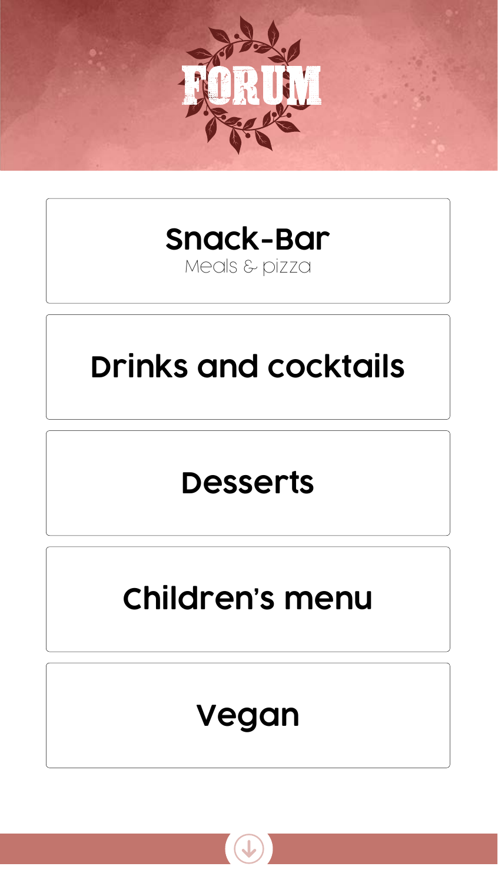# FORUM

## Snack-Bar
Meals & pizza

## Drinks and cocktails

## Desserts

## Children's menu

## Vegan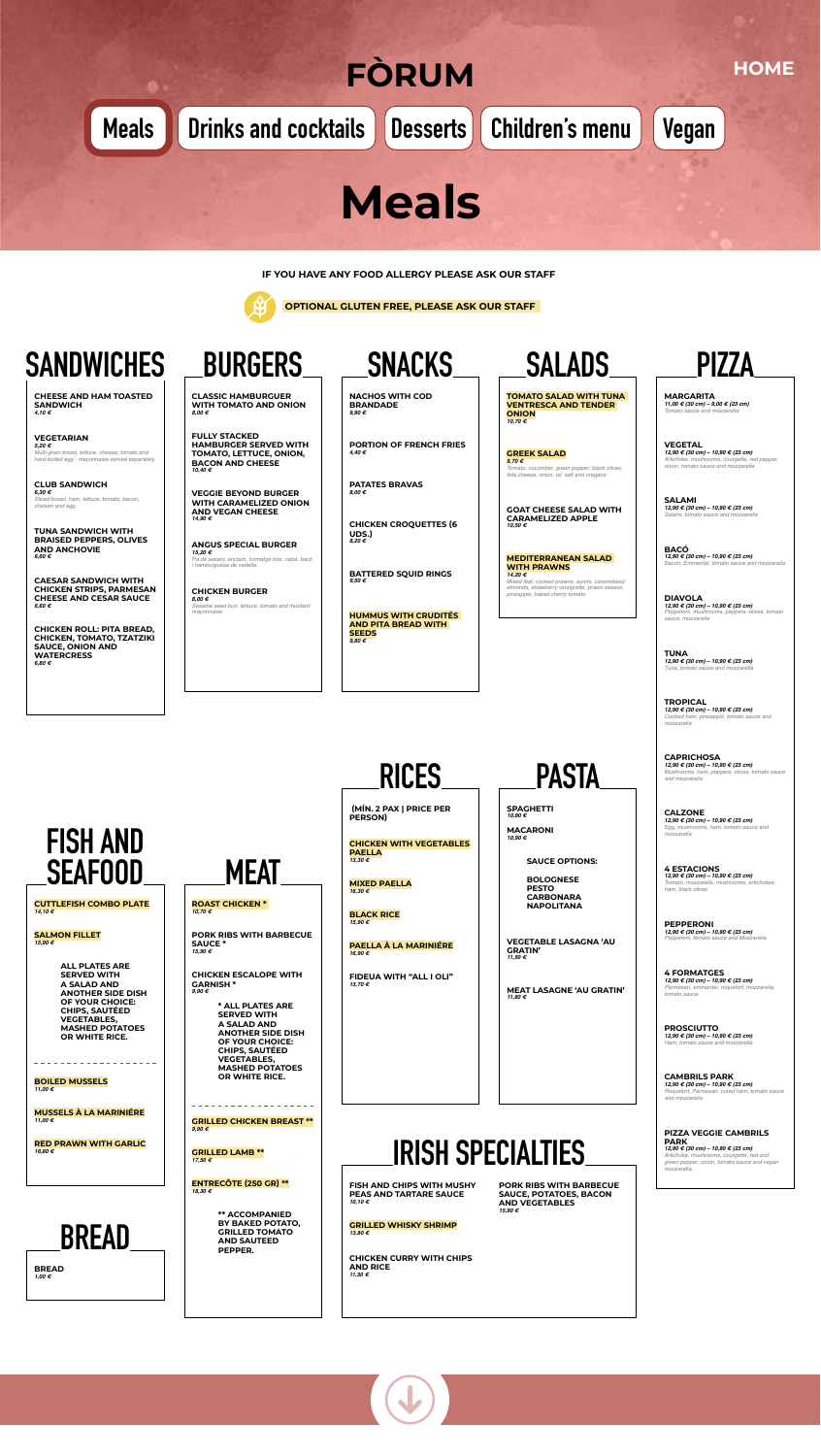# FÒRUM

HOME

Meals | Drinks and cocktails | Desserts | Children's menu | Vegan

# Meals

**IF YOU HAVE ANY FOOD ALLERGY PLEASE ASK OUR STAFF**

**OPTIONAL GLUTEN FREE, PLEASE ASK OUR STAFF**

## SANDWICHES

**CHEESE AND HAM TOASTED SANDWICH**
*4,10 €*

**VEGETARIAN**
*5,20 €*
*Multi-grain bread, lettuce, cheese, tomato and hard-boiled egg - mayonnaise served separately.*

**CLUB SANDWICH**
*6,30 €*
*Sliced bread, ham, lettuce, tomato, bacon, chicken and egg.*

**TUNA SANDWICH WITH BRAISED PEPPERS, OLIVES AND ANCHOVIE**
*6,60 €*

**CAESAR SANDWICH WITH CHICKEN STRIPS, PARMESAN CHEESE AND CESAR SAUCE**
*6,60 €*

**CHICKEN ROLL: PITA BREAD, CHICKEN, TOMATO, TZATZIKI SAUCE, ONION AND WATERCRESS**
*6,60 €*

## BURGERS

**CLASSIC HAMBURGUER WITH TOMATO AND ONION**
*8,00 €*

**FULLY STACKED HAMBURGER SERVED WITH TOMATO, LETTUCE, ONION, BACON AND CHEESE**
*10,40 €*

**VEGGIE BEYOND BURGER WITH CARAMELIZED ONION AND VEGAN CHEESE**
*14,90 €*

**ANGUS SPECIAL BURGER**
*15,20 €*
*Pa de sèsam, enciam, formatge brie, ceba, bacó i hamburguesa de vedella.*

**CHICKEN BURGER**
*8,00 €*
*Sesame seed bun, lettuce, tomato and mustard mayonnaise*

## SNACKS

**NACHOS WITH COD BRANDADE**
*9,90 €*

**PORTION OF FRENCH FRIES**
*4,40 €*

**PATATES BRAVAS**
*8,00 €*

**CHICKEN CROQUETTES (6 UDS.)**
*8,20 €*

**BATTERED SQUID RINGS**
*9,50 €*

**HUMMUS WITH CRUDITÉS AND PITA BREAD WITH SEEDS**
*9,80 €*

## SALADS

**TOMATO SALAD WITH TUNA VENTRESCA AND TENDER ONION**
*10,70 €*

**GREEK SALAD**
*9,70 €*
*Tomato, cucumber, green pepper, black olives, feta cheese, onion, oil, salt and oregano*

**GOAT CHEESE SALAD WITH CARAMELIZED APPLE**
*10,50 €*

**MEDITERRANEAN SALAD WITH PRAWNS**
*14,20 €*
*Mixed leaf, cooked prawns, surimi, caramelised almonds, strawberry vinaigrette, prawn skewer, pineapple, baked cherry tomato.*

## PIZZA

**MARGARITA**
*11,00 € (30 cm) – 9,00 € (23 cm)*
*Tomato sauce and mozzarella*

**VEGETAL**
*12,90 € (30 cm) – 10,90 € (23 cm)*
*Artichoke, mushrooms, courgette, red pepper, onion, tomato sauce and mozzarella*

**SALAMI**
*12,90 € (30 cm) – 10,90 € (23 cm)*
*Salami, tomato sauce and mozzarella*

**BACÓ**
*12,90 € (30 cm) – 10,90 € (23 cm)*
*Bacon, Emmental, tomato sauce and mozzarella*

**DIAVOLA**
*12,90 € (30 cm) – 10,90 € (23 cm)*
*Pepperoni, mushrooms, peppers, olives, tomato sauce, mozzarella*

**TUNA**
*12,90 € (30 cm) – 10,90 € (23 cm)*
*Tuna, tomato sauce and mozzarella*

**TROPICAL**
*12,90 € (30 cm) – 10,90 € (23 cm)*
*Cooked ham, pineapple, tomato sauce and mozzarella*

**CAPRICHOSA**
*12,90 € (30 cm) – 10,90 € (23 cm)*
*Mushrooms, ham, peppers, olives, tomato sauce and mozzarella*

**CALZONE**
*12,90 € (30 cm) – 10,90 € (23 cm)*
*Egg, mushrooms, ham, tomato sauce and mozzarella*

**4 ESTACIONS**
*12,90 € (30 cm) – 10,90 € (23 cm)*
*Tomato, mozzarella, mushrooms, artichokes, ham, black olives*

**PEPPERONI**
*12,90 € (30 cm) – 10,90 € (23 cm)*
*Pepperoni, tomato sauce and Mozzarella*

**4 FORMATGES**
*12,90 € (30 cm) – 10,90 € (23 cm)*
*Parmesan, emmental, roquefort, mozzarella, tomato sauce*

**PROSCIUTTO**
*12,90 € (30 cm) – 10,90 € (23 cm)*
*Ham, tomato sauce and mozzarella*

**CAMBRILS PARK**
*12,90 € (30 cm) – 10,90 € (23 cm)*
*Roquefort, Parmesan, cured ham, tomato sauce and mozzarella*

**PIZZA VEGGIE CAMBRILS PARK**
*12,90 € (30 cm) – 10,90 € (23 cm)*
*Artichoke, mushrooms, courgette, red and green pepper, onion, tomato sauce and vegan mozzarella.*

## FISH AND SEAFOOD

**CUTTLEFISH COMBO PLATE**
*14,10 €*

**SALMON FILLET**
*15,90 €*

**ALL PLATES ARE SERVED WITH A SALAD AND ANOTHER SIDE DISH OF YOUR CHOICE: CHIPS, SAUTÉED VEGETABLES, MASHED POTATOES OR WHITE RICE.**

**BOILED MUSSELS**
*11,00 €*

**MUSSELS À LA MARINIÈRE**
*11,00 €*

**RED PRAWN WITH GARLIC**
*16,60 €*

## MEAT

**ROAST CHICKEN \***
*10,70 €*

**PORK RIBS WITH BARBECUE SAUCE \***
*15,90 €*

**CHICKEN ESCALOPE WITH GARNISH \***
*9,90 €*

**\* ALL PLATES ARE SERVED WITH A SALAD AND ANOTHER SIDE DISH OF YOUR CHOICE: CHIPS, SAUTÉED VEGETABLES, MASHED POTATOES OR WHITE RICE.**

**GRILLED CHICKEN BREAST \*\***
*9,90 €*

**GRILLED LAMB \*\***
*17,50 €*

**ENTRECÔTE (250 GR) \*\***
*18,30 €*

**\*\* ACCOMPANIED BY BAKED POTATO, GRILLED TOMATO AND SAUTEED PEPPER.**

## RICES

**(MÍN. 2 PAX | PRICE PER PERSON)**

**CHICKEN WITH VEGETABLES PAELLA**
*13,30 €*

**MIXED PAELLA**
*16,30 €*

**BLACK RICE**
*15,90 €*

**PAELLA À LA MARINIÈRE**
*16,90 €*

**FIDEUA WITH "ALL I OLI"**
*13,70 €*

## PASTA

**SPAGHETTI**
*10,90 €*

**MACARONI**
*10,90 €*

**SAUCE OPTIONS:**

**BOLOGNESE**
**PESTO**
**CARBONARA**
**NAPOLITANA**

**VEGETABLE LASAGNA 'AU GRATIN'**
*11,50 €*

**MEAT LASAGNE 'AU GRATIN'**
*11,80 €*

## IRISH SPECIALTIES

**FISH AND CHIPS WITH MUSHY PEAS AND TARTARE SAUCE**
*10,10 €*

**GRILLED WHISKY SHRIMP**
*13,80 €*

**CHICKEN CURRY WITH CHIPS AND RICE**
*11,30 €*

**PORK RIBS WITH BARBECUE SAUCE, POTATOES, BACON AND VEGETABLES**
*15,90 €*

## BREAD

**BREAD**
*1,00 €*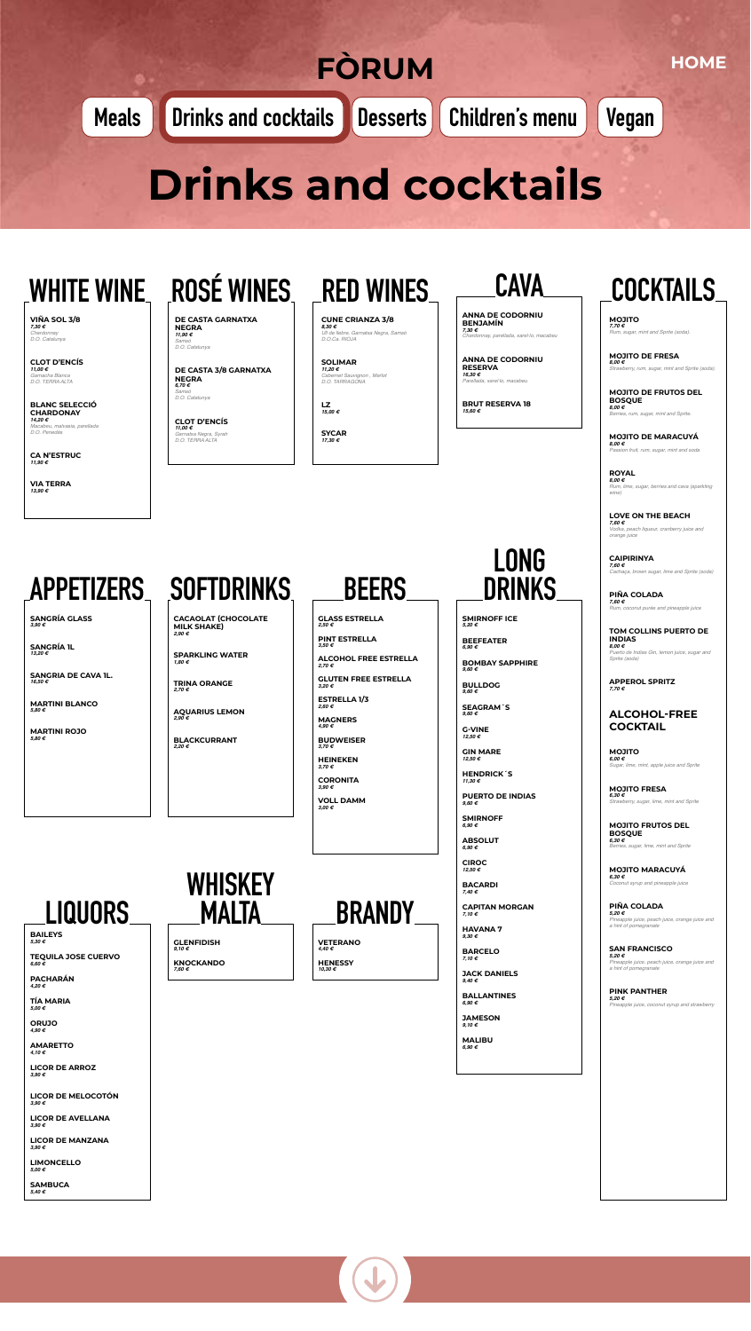# FÒRUM

HOME

Meals | Drinks and cocktails | Desserts | Children's menu | Vegan

# Drinks and cocktails

## WHITE WINE

**VIÑA SOL 3/8**
*7,30 €*
*Chardonnay*
*D.O. Catalunya*

**CLOT D'ENCÍS**
*11,00 €*
*Garnacha Blanca*
*D.O. TERRA ALTA*

**BLANC SELECCIÓ CHARDONAY**
*14,20 €*
*Macabeu, malvasia, parellada*
*D.O. Penedès*

**CA N'ESTRUC**
*11,90 €*

**VIA TERRA**
*13,90 €*

## ROSÉ WINES

**DE CASTA GARNATXA NEGRA**
*11,90 €*
*Samsó*
*D.O. Catalunya*

**DE CASTA 3/8 GARNATXA NEGRA**
*6,70 €*
*Samsó*
*D.O. Catalunya*

**CLOT D'ENCÍS**
*11,00 €*
*Garnatxa Negra, Syrah*
*D.O. TERRA ALTA*

## RED WINES

**CUNE CRIANZA 3/8**
*8,30 €*
*Ull de llebre, Garnatxa Negra, Samsó*
*D.O.Ca. RIOJA*

**SOLIMAR**
*11,20 €*
*Cabernet Sauvignon , Merlot*
*D.O. TARRAGONA*

**LZ**
*15,00 €*

**SYCAR**
*17,30 €*

## CAVA

**ANNA DE CODORNIU BENJAMÍN**
*7,30 €*
*Chardonnay, parellada, xarel·lo, macabeu*

**ANNA DE CODORNIU RESERVA**
*16,30 €*
*Parellada, xarel·lo, macabeu*

**BRUT RESERVA 18**
*15,60 €*

## COCKTAILS

**MOJITO**
*7,70 €*
*Rum, sugar, mint and Sprite (soda).*

**MOJITO DE FRESA**
*8,00 €*
*Strawberry, rum, sugar, mint and Sprite (soda).*

**MOJITO DE FRUTOS DEL BOSQUE**
*8,00 €*
*Berries, rum, sugar, mint and Sprite.*

**MOJITO DE MARACUYÁ**
*8,00 €*
*Passion fruit, rum, sugar, mint and soda*

**ROYAL**
*8,00 €*
*Rum, lime, sugar, berries and cava (sparkling wine)*

**LOVE ON THE BEACH**
*7,60 €*
*Vodka, peach liqueur, cranberry juice and orange juice*

**CAIPIRINYA**
*7,60 €*
*Cachaça, brown sugar, lime and Sprite (soda)*

**PIÑA COLADA**
*7,60 €*
*Rum, coconut purée and pineapple juice*

**TOM COLLINS PUERTO DE INDIAS**
*8,00 €*
*Puerto de Indias Gin, lemon juice, sugar and Sprite (soda)*

**APPEROL SPRITZ**
*7,70 €*

### ALCOHOL-FREE COCKTAIL

**MOJITO**
*6,00 €*
*Sugar, lime, mint, apple juice and Sprite*

**MOJITO FRESA**
*6,30 €*
*Strawberry, sugar, lime, mint and Sprite*

**MOJITO FRUTOS DEL BOSQUE**
*6,30 €*
*Berries, sugar, lime, mint and Sprite*

**MOJITO MARACUYÁ**
*6,30 €*
*Coconut syrup and pineapple juice*

**PIÑA COLADA**
*5,20 €*
*Pineapple juice, peach juice, orange juice and a hint of pomegranate*

**SAN FRANCISCO**
*5,20 €*
*Pineapple juice, peach juice, orange juice and a hint of pomegranate*

**PINK PANTHER**
*5,20 €*
*Pineapple juice, coconut syrup and strawberry*

## APPETIZERS

**SANGRÍA GLASS**
*3,90 €*

**SANGRÍA 1L**
*13,20 €*

**SANGRIA DE CAVA 1L.**
*16,50 €*

**MARTINI BLANCO**
*5,80 €*

**MARTINI ROJO**
*5,80 €*

## SOFTDRINKS

**CACAOLAT (CHOCOLATE MILK SHAKE)**
*2,90 €*

**SPARKLING WATER**
*1,80 €*

**TRINA ORANGE**
*2,70 €*

**AQUARIUS LEMON**
*2,90 €*

**BLACKCURRANT**
*2,20 €*

## BEERS

**GLASS ESTRELLA**
*2,50 €*

**PINT ESTRELLA**
*3,50 €*

**ALCOHOL FREE ESTRELLA**
*2,70 €*

**GLUTEN FREE ESTRELLA**
*3,20 €*

**ESTRELLA 1/3**
*2,60 €*

**MAGNERS**
*4,90 €*

**BUDWEISER**
*3,70 €*

**HEINEKEN**
*3,70 €*

**CORONITA**
*3,90 €*

**VOLL DAMM**
*3,00 €*

## LONG DRINKS

**SMIRNOFF ICE**
*5,20 €*

**BEEFEATER**
*6,90 €*

**BOMBAY SAPPHIRE**
*9,60 €*

**BULLDOG**
*9,60 €*

**SEAGRAM´S**
*9,60 €*

**G-VINE**
*12,50 €*

**GIN MARE**
*12,50 €*

**HENDRICK´S**
*11,30 €*

**PUERTO DE INDIAS**
*9,60 €*

**SMIRNOFF**
*6,90 €*

**ABSOLUT**
*6,90 €*

**CIROC**
*12,50 €*

**BACARDI**
*7,40 €*

**CAPITAN MORGAN**
*7,10 €*

**HAVANA 7**
*9,30 €*

**BARCELO**
*7,10 €*

**JACK DANIELS**
*9,40 €*

**BALLANTINES**
*6,90 €*

**JAMESON**
*9,10 €*

**MALIBU**
*6,90 €*

## LIQUORS

**BAILEYS**
*5,30 €*

**TEQUILA JOSE CUERVO**
*6,60 €*

**PACHARÁN**
*4,20 €*

**TÍA MARIA**
*5,00 €*

**ORUJO**
*4,90 €*

**AMARETTO**
*4,10 €*

**LICOR DE ARROZ**
*3,90 €*

**LICOR DE MELOCOTÓN**
*3,90 €*

**LICOR DE AVELLANA**
*3,90 €*

**LICOR DE MANZANA**
*3,90 €*

**LIMONCELLO**
*5,00 €*

**SAMBUCA**
*5,40 €*

## WHISKEY MALTA

**GLENFIDISH**
*9,10 €*

**KNOCKANDO**
*7,60 €*

## BRANDY

**VETERANO**
*4,40 €*

**HENESSY**
*10,30 €*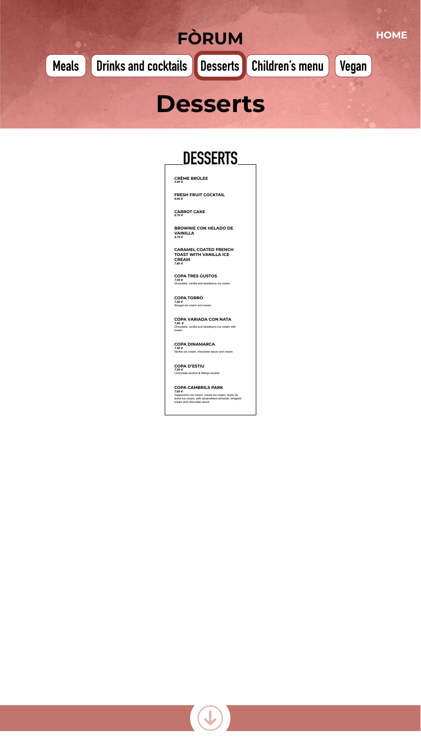# FÒRUM

HOME

Meals | Drinks and cocktails | Desserts | Children's menu | Vegan

# Desserts

## DESSERTS

**CRÈME BRÛLEE**
*5,90 €*

**FRESH FRUIT COCKTAIL**
*6,00 €*

**CARROT CAKE**
*6,70 €*

**BROWNIE CON HELADO DE VAINILLA**
*6,70 €*

**CARAMEL COATED FRENCH TOAST WITH VANILLA ICE CREAM**
*7,80 €*

**COPA TRES GUSTOS**
*7,40 €*
Chocolate, vanilla and strawberry ice cream.

**COPA TORRÓ**
*7,50 €*
Nougat ice cream and cream

**COPA VARIADA CON NATA**
*7,60 €*
Chocolate, vanilla and strawberry ice cream with cream.

**COPA DINAMARCA**
*7,40 €*
Vanilla ice cream, chocolate sauce and cream

**COPA D'ESTIU**
*7,50 €*
Lemonade slushie & Mango slushie

**COPA CAMBRILS PARK**
*7,60 €*
Cappuccino ice cream, cream ice cream, dulce de leche ice cream, with caramelised almonds, whipped cream and chocolate sauce.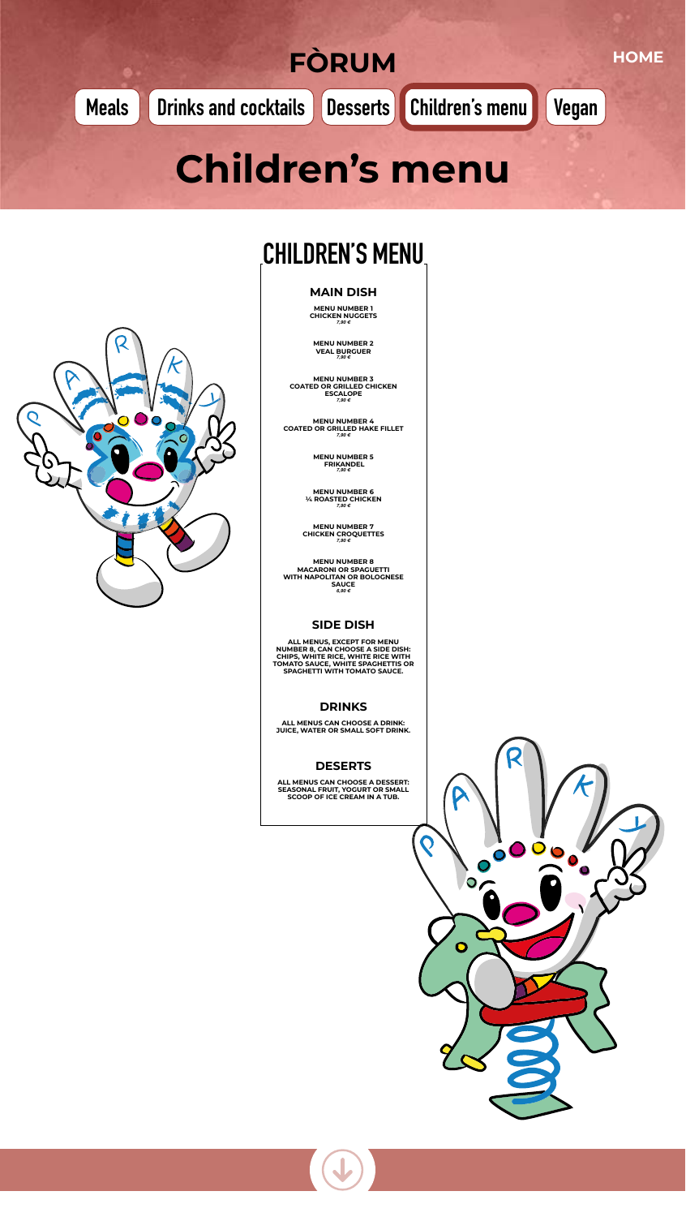# FÒRUM

HOME

Meals | Drinks and cocktails | Desserts | Children's menu | Vegan

# Children's menu

## CHILDREN'S MENU

### MAIN DISH

**MENU NUMBER 1**
**CHICKEN NUGGETS**
*7,90 €*

**MENU NUMBER 2**
**VEAL BURGUER**
*7,90 €*

**MENU NUMBER 3**
**COATED OR GRILLED CHICKEN ESCALOPE**
*7,90 €*

**MENU NUMBER 4**
**COATED OR GRILLED HAKE FILLET**
*7,90 €*

**MENU NUMBER 5**
**FRIKANDEL**
*7,90 €*

**MENU NUMBER 6**
**¼ ROASTED CHICKEN**
*7,90 €*

**MENU NUMBER 7**
**CHICKEN CROQUETTES**
*7,90 €*

**MENU NUMBER 8**
**MACARONI OR SPAGUETTI WITH NAPOLITAN OR BOLOGNESE SAUCE**
*6,90 €*

### SIDE DISH

ALL MENUS, EXCEPT FOR MENU NUMBER 8, CAN CHOOSE A SIDE DISH: CHIPS, WHITE RICE, WHITE RICE WITH TOMATO SAUCE, WHITE SPAGHETTIS OR SPAGHETTI WITH TOMATO SAUCE.

### DRINKS

ALL MENUS CAN CHOOSE A DRINK: JUICE, WATER OR SMALL SOFT DRINK.

### DESERTS

ALL MENUS CAN CHOOSE A DESSERT: SEASONAL FRUIT, YOGURT OR SMALL SCOOP OF ICE CREAM IN A TUB.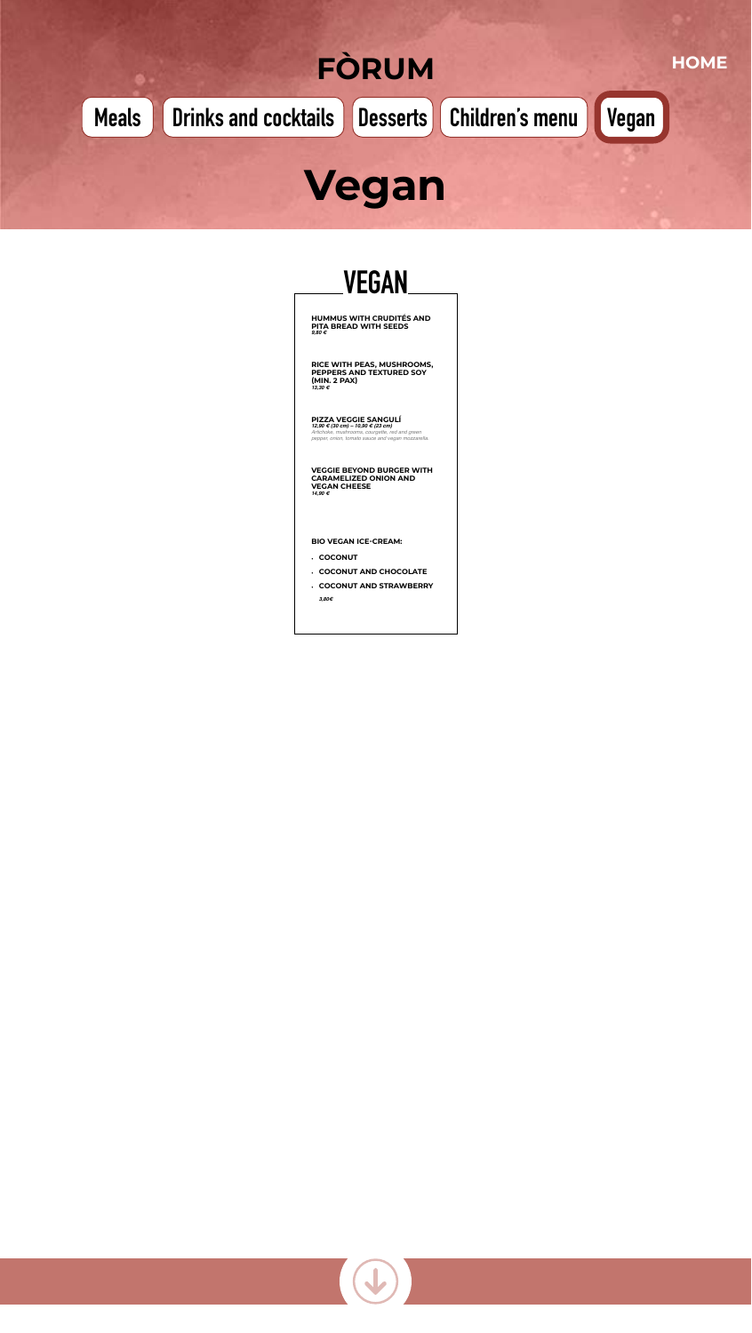# FÒRUM

HOME

Meals | Drinks and cocktails | Desserts | Children's menu | Vegan

# Vegan

## VEGAN

**HUMMUS WITH CRUDITÉS AND PITA BREAD WITH SEEDS**
*9,80 €*

**RICE WITH PEAS, MUSHROOMS, PEPPERS AND TEXTURED SOY (MIN. 2 PAX)**
*13,30 €*

**PIZZA VEGGIE SANGULÍ**
*12,90 € (30 cm) – 10,90 € (23 cm)*
*Artichoke, mushrooms, courgette, red and green pepper, onion, tomato sauce and vegan mozzarella.*

**VEGGIE BEYOND BURGER WITH CARAMELIZED ONION AND VEGAN CHEESE**
*14,90 €*

**BIO VEGAN ICE-CREAM:**

- **COCONUT**
- **COCONUT AND CHOCOLATE**
- **COCONUT AND STRAWBERRY**

*3,80€*